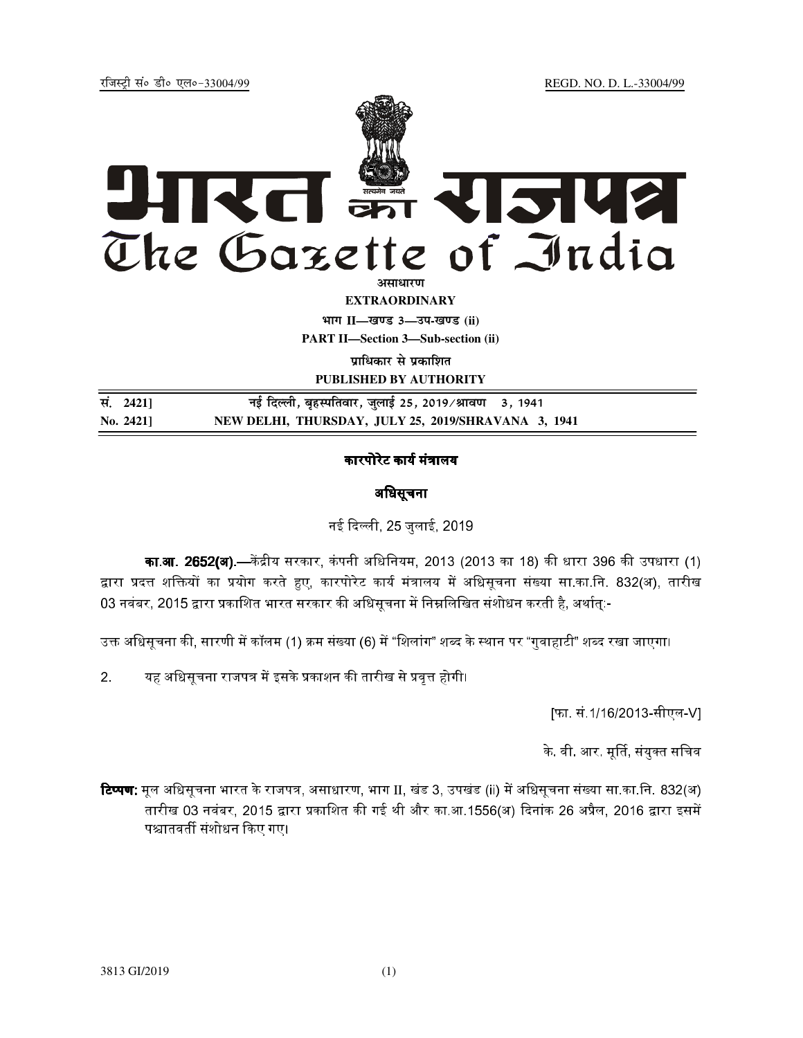रजिस्ट्री सं० डी० एल०-33004/99 REGD. NO. D. L.-33004/99

# भारत का राजपत्र
# The Gazette of India

**असाधारण**

**EXTRAORDINARY**

**भाग II—खण्ड 3—उप-खण्ड (ii)**

**PART II—Section 3—Sub-section (ii)**

**प्राधिकार से प्रकाशित**

**PUBLISHED BY AUTHORITY**

| सं. 2421] | नई दिल्ली, बृहस्पतिवार, जुलाई 25, 2019/श्रावण 3, 1941 |
|---|---|
| No. 2421] | NEW DELHI, THURSDAY, JULY 25, 2019/SHRAVANA 3, 1941 |

## कारपोरेट कार्य मंत्रालय

## अधिसूचना

नई दिल्ली, 25 जुलाई, 2019

**का.आ. 2652(अ).**—केंद्रीय सरकार, कंपनी अधिनियम, 2013 (2013 का 18) की धारा 396 की उपधारा (1) द्वारा प्रदत्त शक्तियों का प्रयोग करते हुए, कारपोरेट कार्य मंत्रालय में अधिसूचना संख्या सा.का.नि. 832(अ), तारीख 03 नवंबर, 2015 द्वारा प्रकाशित भारत सरकार की अधिसूचना में निम्नलिखित संशोधन करती है, अर्थात्:-

उक्त अधिसूचना की, सारणी में कॉलम (1) क्रम संख्या (6) में "शिलांग" शब्द के स्थान पर "गुवाहाटी" शब्द रखा जाएगा।

2. यह अधिसूचना राजपत्र में इसके प्रकाशन की तारीख से प्रवृत्त होगी।

[फा. सं.1/16/2013-सीएल-V]

के. वी. आर. मूर्ति, संयुक्त सचिव

**टिप्पण:** मूल अधिसूचना भारत के राजपत्र, असाधारण, भाग II, खंड 3, उपखंड (ii) में अधिसूचना संख्या सा.का.नि. 832(अ) तारीख 03 नवंबर, 2015 द्वारा प्रकाशित की गई थी और का.आ.1556(अ) दिनांक 26 अप्रैल, 2016 द्वारा इसमें पश्चातवर्ती संशोधन किए गए।

3813 GI/2019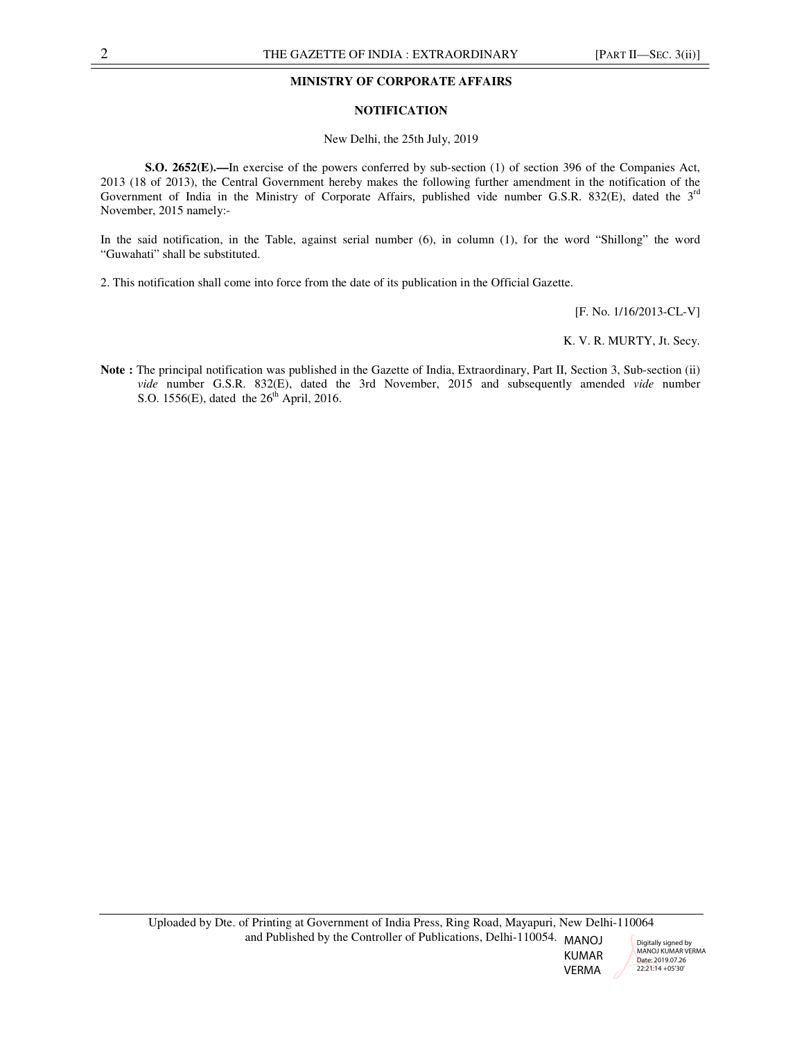**MINISTRY OF CORPORATE AFFAIRS**

**NOTIFICATION**

New Delhi, the 25th July, 2019

**S.O. 2652(E).—**In exercise of the powers conferred by sub-section (1) of section 396 of the Companies Act, 2013 (18 of 2013), the Central Government hereby makes the following further amendment in the notification of the Government of India in the Ministry of Corporate Affairs, published vide number G.S.R. 832(E), dated the 3rd November, 2015 namely:-

In the said notification, in the Table, against serial number (6), in column (1), for the word "Shillong" the word "Guwahati" shall be substituted.

2. This notification shall come into force from the date of its publication in the Official Gazette.

[F. No. 1/16/2013-CL-V]

K. V. R. MURTY, Jt. Secy.

**Note :** The principal notification was published in the Gazette of India, Extraordinary, Part II, Section 3, Sub-section (ii) *vide* number G.S.R. 832(E), dated the 3rd November, 2015 and subsequently amended *vide* number S.O. 1556(E), dated the 26th April, 2016.

Uploaded by Dte. of Printing at Government of India Press, Ring Road, Mayapuri, New Delhi-110064 and Published by the Controller of Publications, Delhi-110054.

MANOJ KUMAR VERMA

Digitally signed by MANOJ KUMAR VERMA Date: 2019.07.26 22:21:14 +05'30'